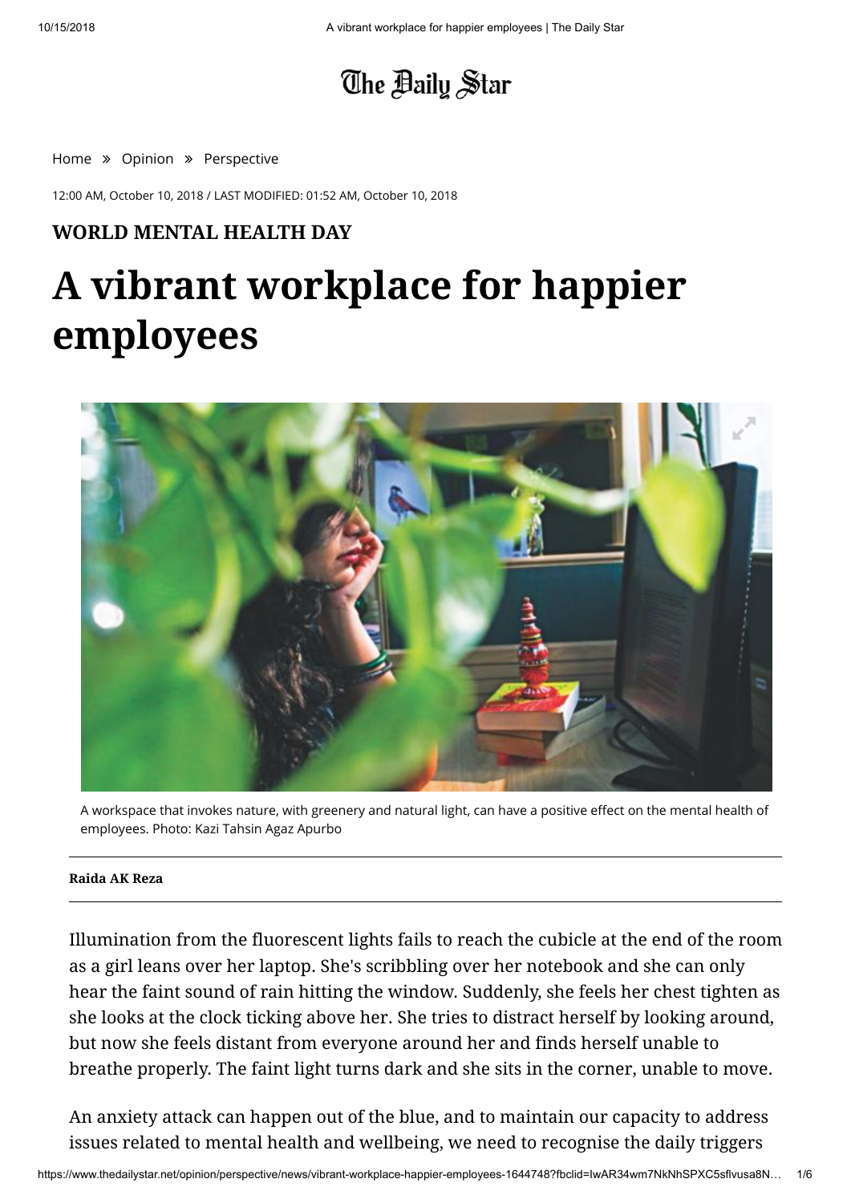# The Daily Star

Home » Opinion » Perspective

12:00 AM, October 10, 2018 / LAST MODIFIED: 01:52 AM, October 10, 2018

**WORLD MENTAL HEALTH DAY**

# A vibrant workplace for happier employees

A workspace that invokes nature, with greenery and natural light, can have a positive effect on the mental health of employees. Photo: Kazi Tahsin Agaz Apurbo

**Raida AK Reza**

Illumination from the fluorescent lights fails to reach the cubicle at the end of the room as a girl leans over her laptop. She's scribbling over her notebook and she can only hear the faint sound of rain hitting the window. Suddenly, she feels her chest tighten as she looks at the clock ticking above her. She tries to distract herself by looking around, but now she feels distant from everyone around her and finds herself unable to breathe properly. The faint light turns dark and she sits in the corner, unable to move.

An anxiety attack can happen out of the blue, and to maintain our capacity to address issues related to mental health and wellbeing, we need to recognise the daily triggers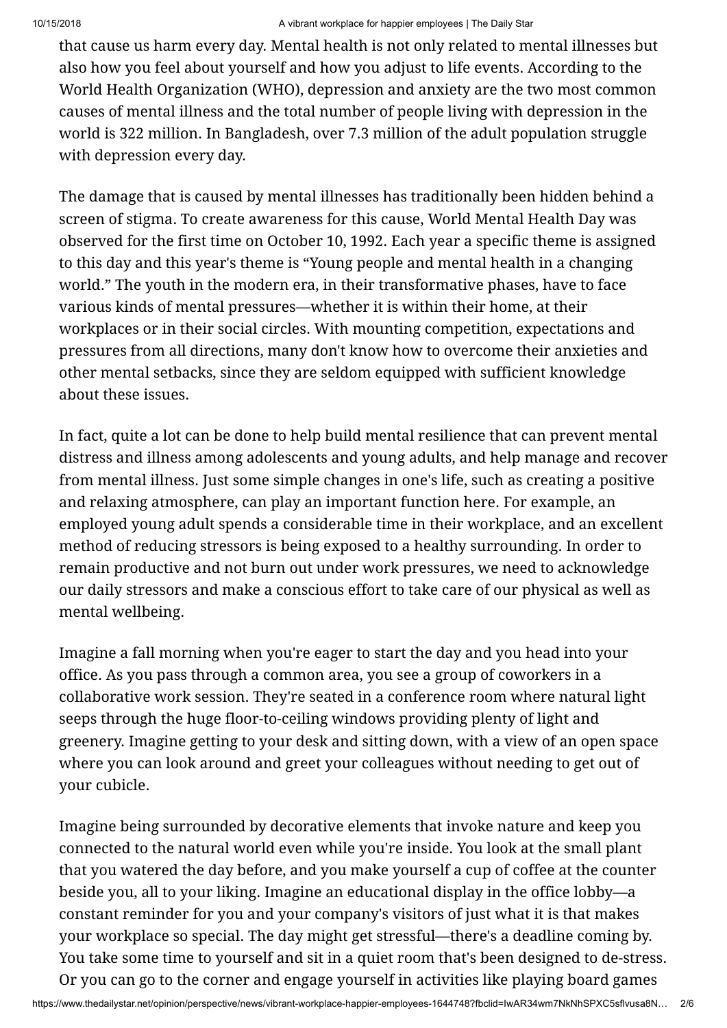that cause us harm every day. Mental health is not only related to mental illnesses but also how you feel about yourself and how you adjust to life events. According to the World Health Organization (WHO), depression and anxiety are the two most common causes of mental illness and the total number of people living with depression in the world is 322 million. In Bangladesh, over 7.3 million of the adult population struggle with depression every day.

The damage that is caused by mental illnesses has traditionally been hidden behind a screen of stigma. To create awareness for this cause, World Mental Health Day was observed for the first time on October 10, 1992. Each year a specific theme is assigned to this day and this year's theme is "Young people and mental health in a changing world." The youth in the modern era, in their transformative phases, have to face various kinds of mental pressures—whether it is within their home, at their workplaces or in their social circles. With mounting competition, expectations and pressures from all directions, many don't know how to overcome their anxieties and other mental setbacks, since they are seldom equipped with sufficient knowledge about these issues.

In fact, quite a lot can be done to help build mental resilience that can prevent mental distress and illness among adolescents and young adults, and help manage and recover from mental illness. Just some simple changes in one's life, such as creating a positive and relaxing atmosphere, can play an important function here. For example, an employed young adult spends a considerable time in their workplace, and an excellent method of reducing stressors is being exposed to a healthy surrounding. In order to remain productive and not burn out under work pressures, we need to acknowledge our daily stressors and make a conscious effort to take care of our physical as well as mental wellbeing.

Imagine a fall morning when you're eager to start the day and you head into your office. As you pass through a common area, you see a group of coworkers in a collaborative work session. They're seated in a conference room where natural light seeps through the huge floor-to-ceiling windows providing plenty of light and greenery. Imagine getting to your desk and sitting down, with a view of an open space where you can look around and greet your colleagues without needing to get out of your cubicle.

Imagine being surrounded by decorative elements that invoke nature and keep you connected to the natural world even while you're inside. You look at the small plant that you watered the day before, and you make yourself a cup of coffee at the counter beside you, all to your liking. Imagine an educational display in the office lobby—a constant reminder for you and your company's visitors of just what it is that makes your workplace so special. The day might get stressful—there's a deadline coming by. You take some time to yourself and sit in a quiet room that's been designed to de-stress. Or you can go to the corner and engage yourself in activities like playing board games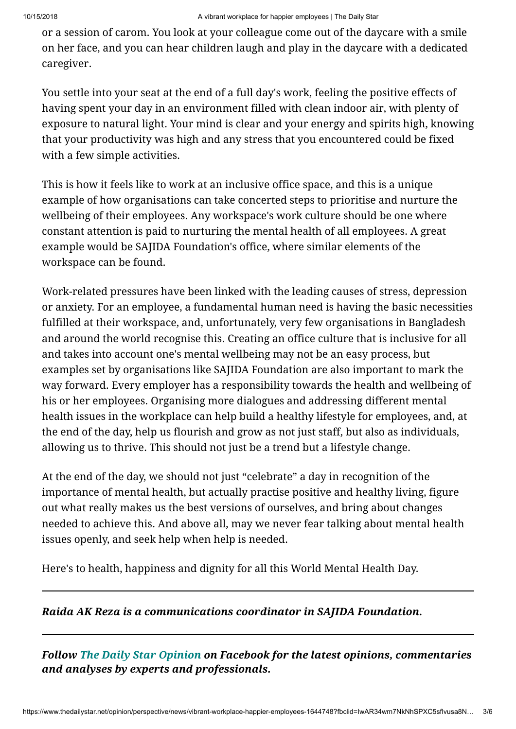or a session of carom. You look at your colleague come out of the daycare with a smile on her face, and you can hear children laugh and play in the daycare with a dedicated caregiver.

You settle into your seat at the end of a full day's work, feeling the positive effects of having spent your day in an environment filled with clean indoor air, with plenty of exposure to natural light. Your mind is clear and your energy and spirits high, knowing that your productivity was high and any stress that you encountered could be fixed with a few simple activities.

This is how it feels like to work at an inclusive office space, and this is a unique example of how organisations can take concerted steps to prioritise and nurture the wellbeing of their employees. Any workspace's work culture should be one where constant attention is paid to nurturing the mental health of all employees. A great example would be SAJIDA Foundation's office, where similar elements of the workspace can be found.

Work-related pressures have been linked with the leading causes of stress, depression or anxiety. For an employee, a fundamental human need is having the basic necessities fulfilled at their workspace, and, unfortunately, very few organisations in Bangladesh and around the world recognise this. Creating an office culture that is inclusive for all and takes into account one's mental wellbeing may not be an easy process, but examples set by organisations like SAJIDA Foundation are also important to mark the way forward. Every employer has a responsibility towards the health and wellbeing of his or her employees. Organising more dialogues and addressing different mental health issues in the workplace can help build a healthy lifestyle for employees, and, at the end of the day, help us flourish and grow as not just staff, but also as individuals, allowing us to thrive. This should not just be a trend but a lifestyle change.

At the end of the day, we should not just "celebrate" a day in recognition of the importance of mental health, but actually practise positive and healthy living, figure out what really makes us the best versions of ourselves, and bring about changes needed to achieve this. And above all, may we never fear talking about mental health issues openly, and seek help when help is needed.

Here's to health, happiness and dignity for all this World Mental Health Day.

---

***Raida AK Reza is a communications coordinator in SAJIDA Foundation.***

---

***Follow The Daily Star Opinion on Facebook for the latest opinions, commentaries and analyses by experts and professionals.***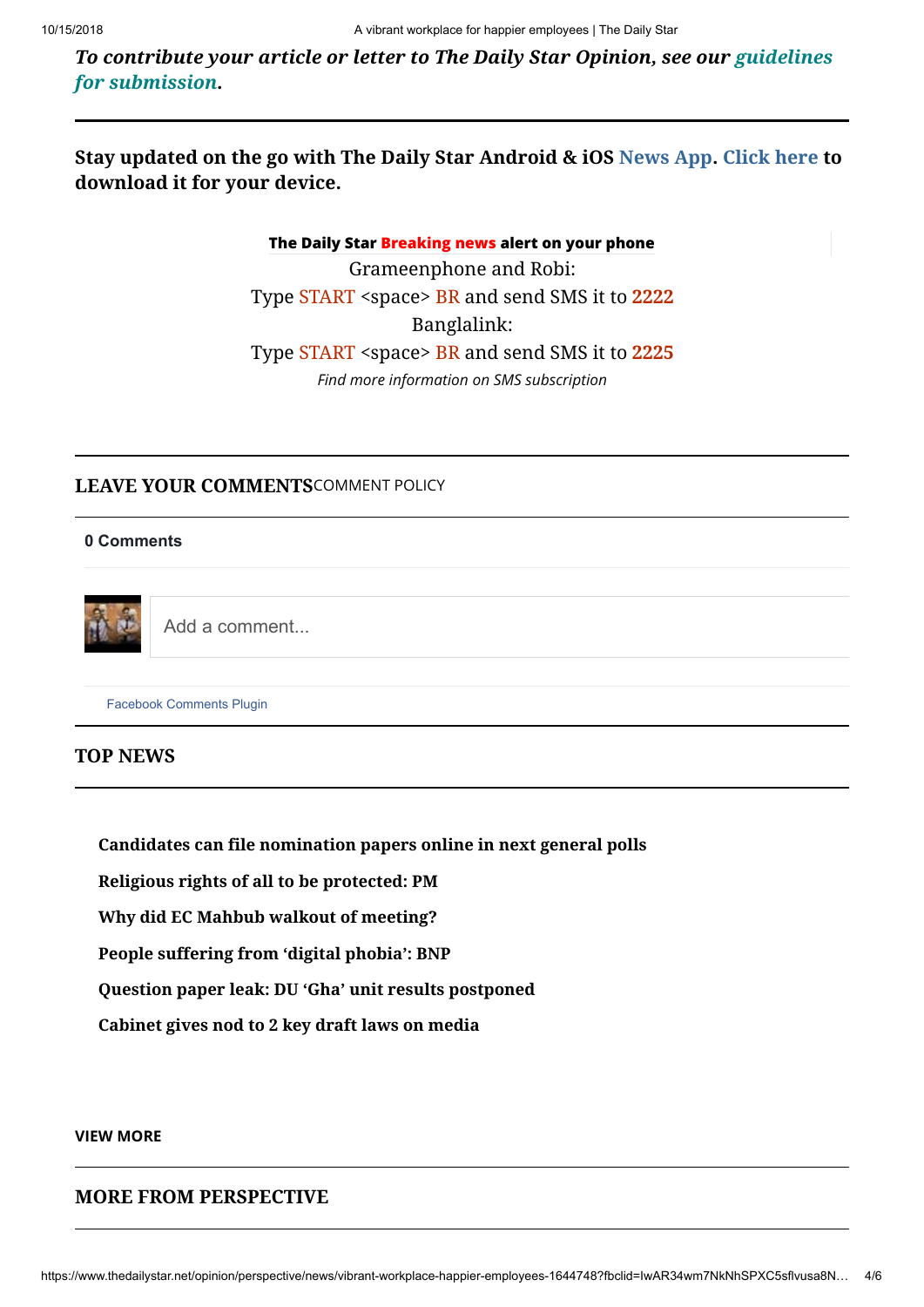*To contribute your article or letter to The Daily Star Opinion, see our guidelines for submission.*

**Stay updated on the go with The Daily Star Android & iOS News App. Click here to download it for your device.**

**The Daily Star Breaking news alert on your phone**
Grameenphone and Robi:
Type START <space> BR and send SMS it to **2222**
Banglalink:
Type START <space> BR and send SMS it to **2225**
*Find more information on SMS subscription*

## LEAVE YOUR COMMENTS

COMMENT POLICY

**0 Comments**

Add a comment...

Facebook Comments Plugin

## TOP NEWS

**Candidates can file nomination papers online in next general polls**

**Religious rights of all to be protected: PM**

**Why did EC Mahbub walkout of meeting?**

**People suffering from 'digital phobia': BNP**

**Question paper leak: DU 'Gha' unit results postponed**

**Cabinet gives nod to 2 key draft laws on media**

**VIEW MORE**

## MORE FROM PERSPECTIVE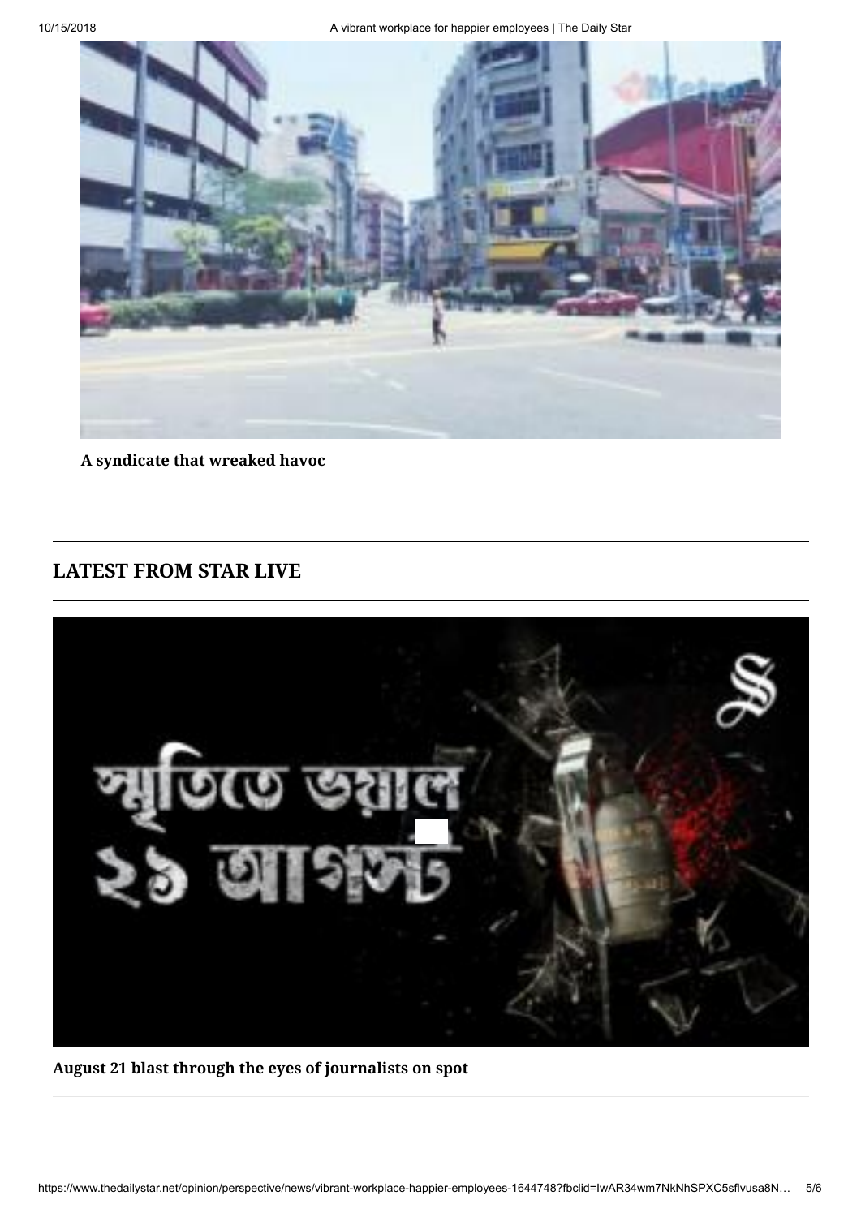**A syndicate that wreaked havoc**

## LATEST FROM STAR LIVE

**August 21 blast through the eyes of journalists on spot**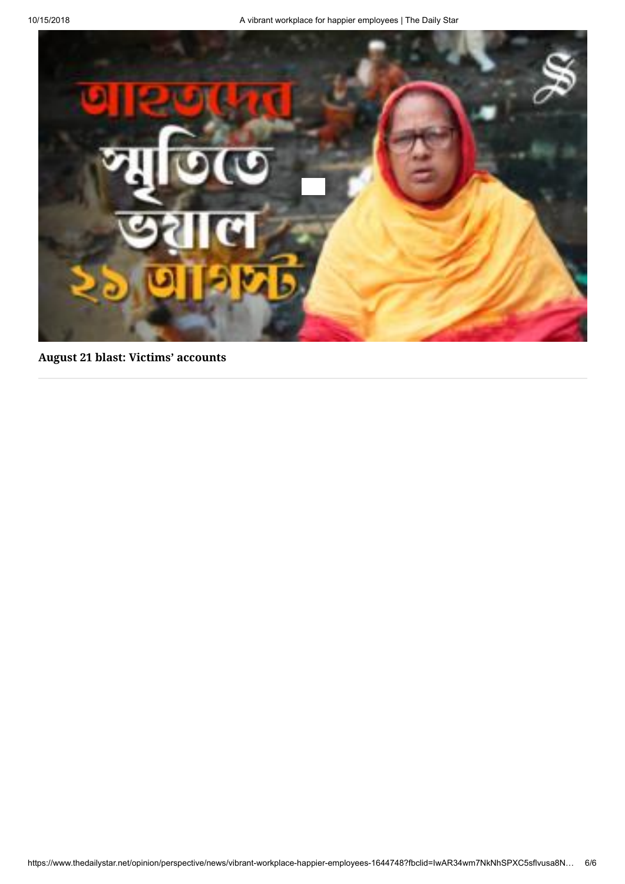**August 21 blast: Victims' accounts**